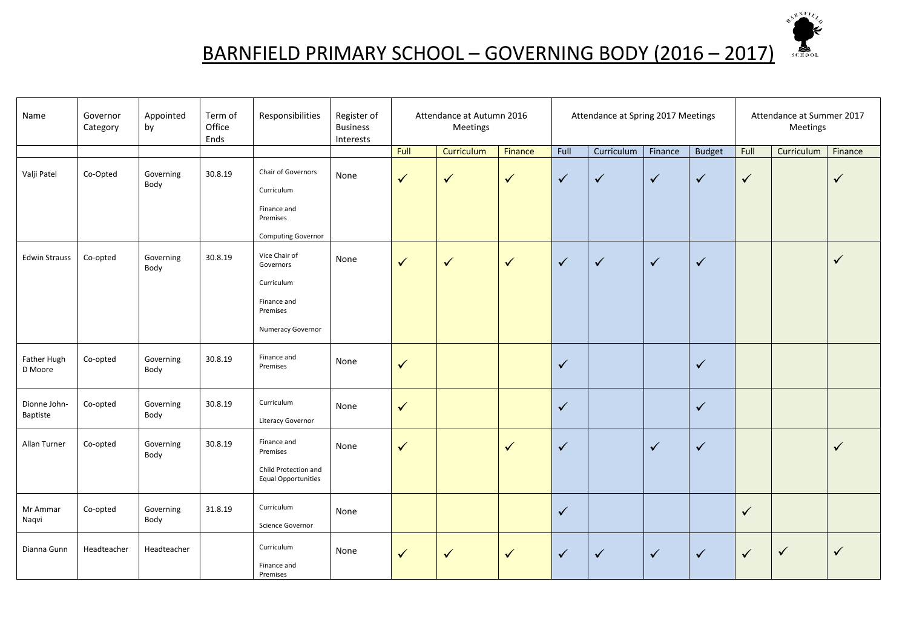# BARNFIELD PRIMARY SCHOOL – GOVERNING BODY (2016 – 2017)

| Name | Governor Category | Appointed by | Term of Office Ends | Responsibilities | Register of Business Interests | Attendance at Autumn 2016 Meetings | | | Attendance at Spring 2017 Meetings | | | | Attendance at Summer 2017 Meetings | | |
|---|---|---|---|---|---|---|---|---|---|---|---|---|---|---|---|
| | | | | | | Full | Curriculum | Finance | Full | Curriculum | Finance | Budget | Full | Curriculum | Finance |
| Valji Patel | Co-Opted | Governing Body | 30.8.19 | Chair of Governors<br>Curriculum<br>Finance and Premises<br>Computing Governor | None | ✓ | ✓ | ✓ | ✓ | ✓ | ✓ | ✓ | ✓ | | ✓ |
| Edwin Strauss | Co-opted | Governing Body | 30.8.19 | Vice Chair of Governors<br>Curriculum<br>Finance and Premises<br>Numeracy Governor | None | ✓ | ✓ | ✓ | ✓ | ✓ | ✓ | ✓ | | | ✓ |
| Father Hugh D Moore | Co-opted | Governing Body | 30.8.19 | Finance and Premises | None | ✓ | | | ✓ | | | ✓ | | | |
| Dionne John-Baptiste | Co-opted | Governing Body | 30.8.19 | Curriculum<br>Literacy Governor | None | ✓ | | | ✓ | | | ✓ | | | |
| Allan Turner | Co-opted | Governing Body | 30.8.19 | Finance and Premises<br>Child Protection and Equal Opportunities | None | ✓ | | ✓ | ✓ | | ✓ | ✓ | | | ✓ |
| Mr Ammar Naqvi | Co-opted | Governing Body | 31.8.19 | Curriculum<br>Science Governor | None | | | | ✓ | | | | ✓ | | |
| Dianna Gunn | Headteacher | Headteacher | | Curriculum<br>Finance and Premises | None | ✓ | ✓ | ✓ | ✓ | ✓ | ✓ | ✓ | ✓ | ✓ | ✓ |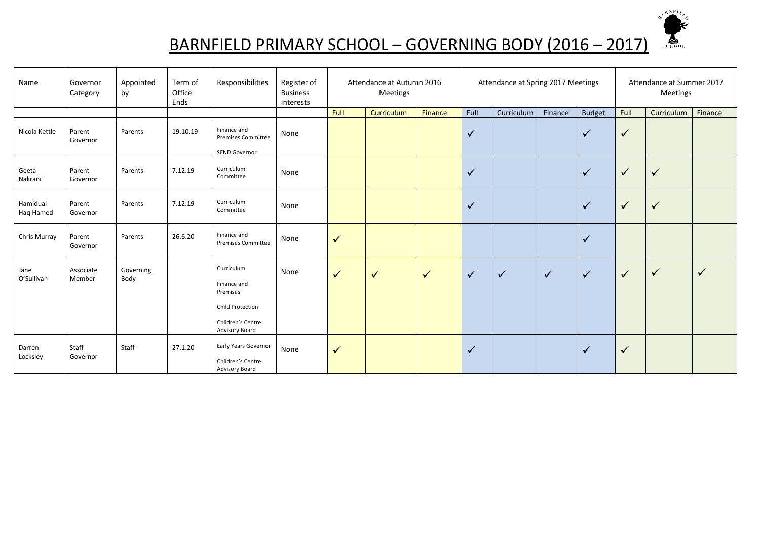# BARNFIELD PRIMARY SCHOOL – GOVERNING BODY (2016 – 2017)

| Name | Governor Category | Appointed by | Term of Office Ends | Responsibilities | Register of Business Interests | Attendance at Autumn 2016 Meetings | | | Attendance at Spring 2017 Meetings | | | | Attendance at Summer 2017 Meetings | | |
|---|---|---|---|---|---|---|---|---|---|---|---|---|---|---|---|
| | | | | | | Full | Curriculum | Finance | Full | Curriculum | Finance | Budget | Full | Curriculum | Finance |
| Nicola Kettle | Parent Governor | Parents | 19.10.19 | Finance and Premises Committee<br>SEND Governor | None | | | | ✓ | | | ✓ | ✓ | | |
| Geeta Nakrani | Parent Governor | Parents | 7.12.19 | Curriculum Committee | None | | | | ✓ | | | ✓ | ✓ | ✓ | |
| Hamidual Haq Hamed | Parent Governor | Parents | 7.12.19 | Curriculum Committee | None | | | | ✓ | | | ✓ | ✓ | ✓ | |
| Chris Murray | Parent Governor | Parents | 26.6.20 | Finance and Premises Committee | None | ✓ | | | | | | ✓ | | | |
| Jane O'Sullivan | Associate Member | Governing Body | | Curriculum<br>Finance and Premises<br>Child Protection<br>Children's Centre Advisory Board | None | ✓ | ✓ | ✓ | ✓ | ✓ | ✓ | ✓ | ✓ | ✓ | ✓ |
| Darren Locksley | Staff Governor | Staff | 27.1.20 | Early Years Governor<br>Children's Centre Advisory Board | None | ✓ | | | ✓ | | | ✓ | ✓ | | |